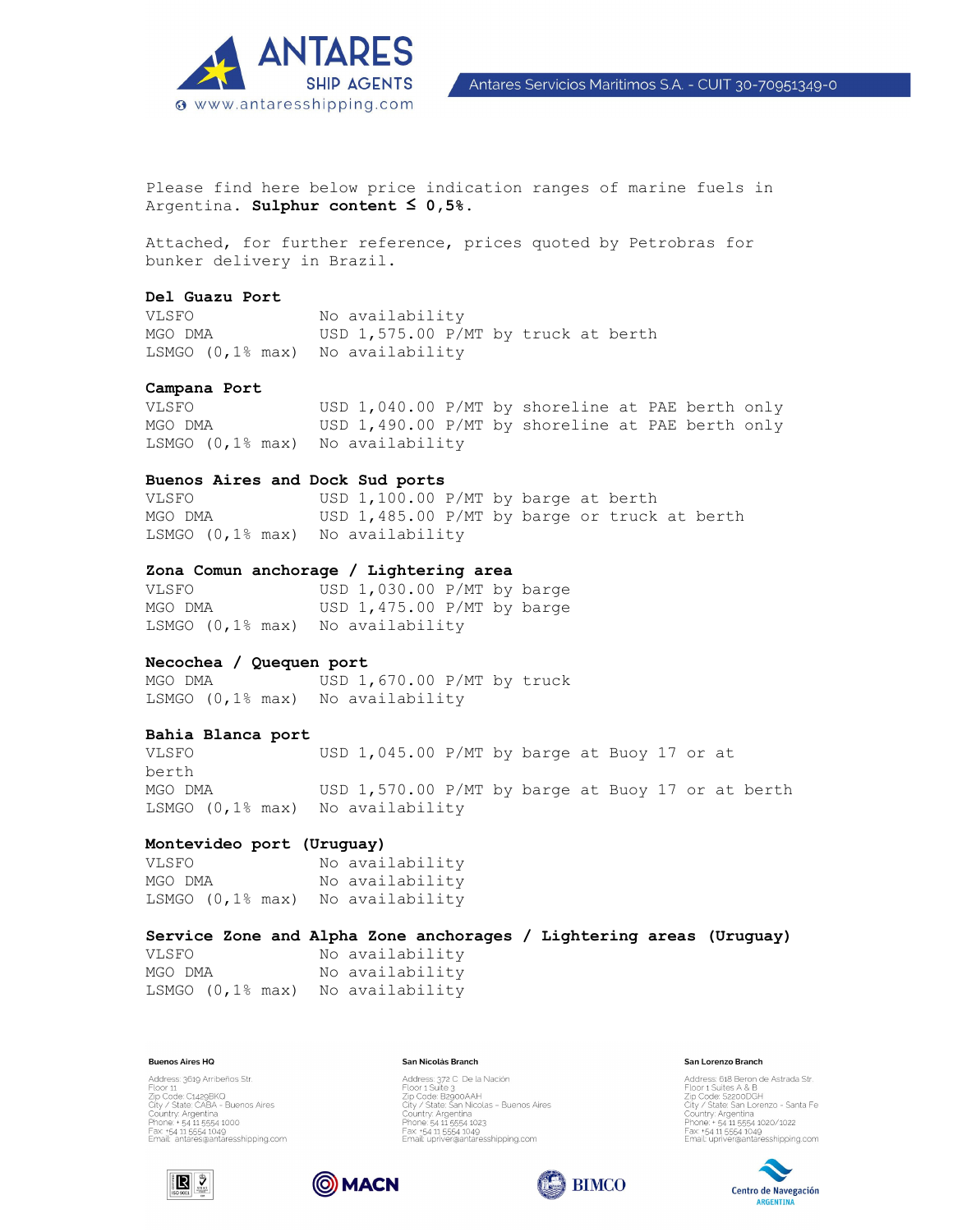Please find here below price indication ranges of marine fuels in Argentina. **Sulphur content ≤ 0,5%.**

Attached, for further reference, prices quoted by Petrobras for bunker delivery in Brazil.

**Del Guazu Port**

| | |
|---|---|
| VLSFO | No availability |
| MGO DMA | USD 1,575.00 P/MT by truck at berth |
| LSMGO (0,1% max) | No availability |

**Campana Port**

| | |
|---|---|
| VLSFO | USD 1,040.00 P/MT by shoreline at PAE berth only |
| MGO DMA | USD 1,490.00 P/MT by shoreline at PAE berth only |
| LSMGO (0,1% max) | No availability |

**Buenos Aires and Dock Sud ports**

| | |
|---|---|
| VLSFO | USD 1,100.00 P/MT by barge at berth |
| MGO DMA | USD 1,485.00 P/MT by barge or truck at berth |
| LSMGO (0,1% max) | No availability |

**Zona Comun anchorage / Lightering area**

| | |
|---|---|
| VLSFO | USD 1,030.00 P/MT by barge |
| MGO DMA | USD 1,475.00 P/MT by barge |
| LSMGO (0,1% max) | No availability |

**Necochea / Quequen port**

| | |
|---|---|
| MGO DMA | USD 1,670.00 P/MT by truck |
| LSMGO (0,1% max) | No availability |

**Bahia Blanca port**

| | |
|---|---|
| VLSFO | USD 1,045.00 P/MT by barge at Buoy 17 or at berth |
| MGO DMA | USD 1,570.00 P/MT by barge at Buoy 17 or at berth |
| LSMGO (0,1% max) | No availability |

**Montevideo port (Uruguay)**

| | |
|---|---|
| VLSFO | No availability |
| MGO DMA | No availability |
| LSMGO (0,1% max) | No availability |

**Service Zone and Alpha Zone anchorages / Lightering areas (Uruguay)**

| | |
|---|---|
| VLSFO | No availability |
| MGO DMA | No availability |
| LSMGO (0,1% max) | No availability |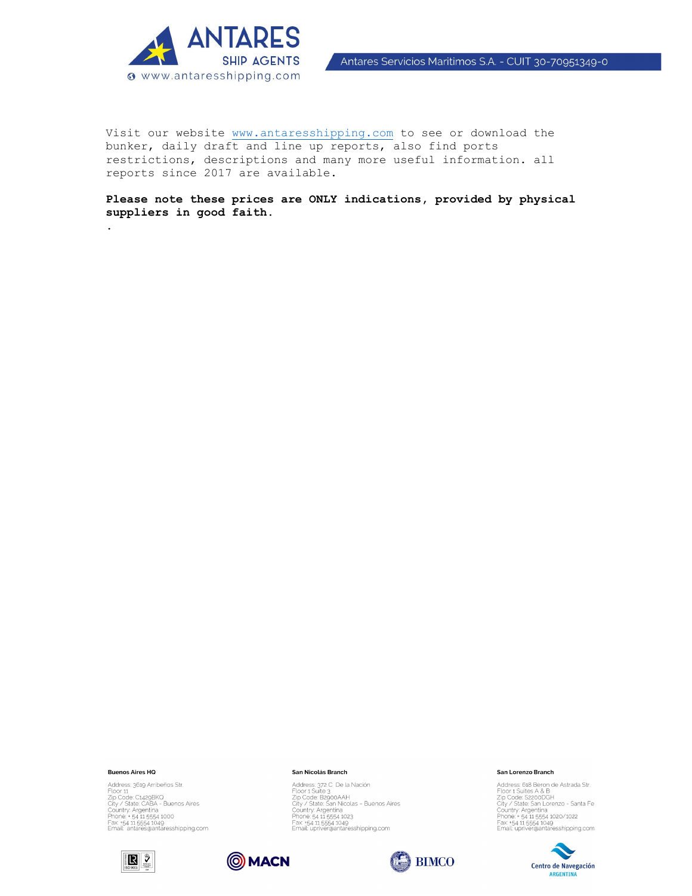Visit our website www.antaresshipping.com to see or download the bunker, daily draft and line up reports, also find ports restrictions, descriptions and many more useful information. all reports since 2017 are available.

**Please note these prices are ONLY indications, provided by physical suppliers in good faith.**

.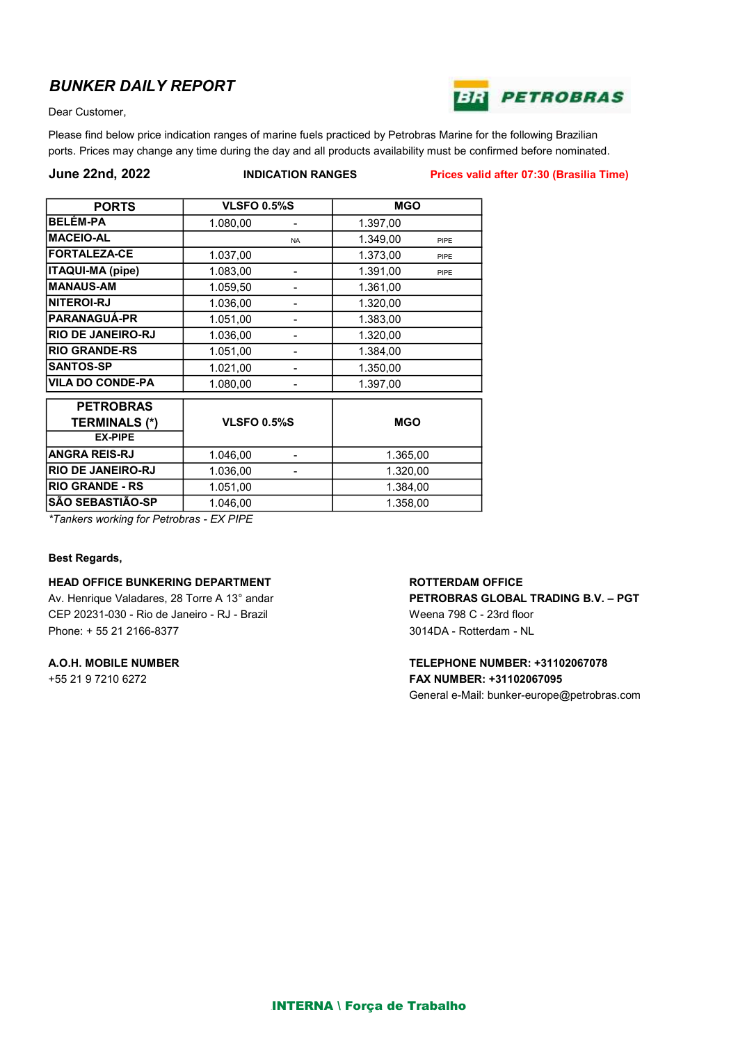## *BUNKER DAILY REPORT*

Dear Customer,

Please find below price indication ranges of marine fuels practiced by Petrobras Marine for the following Brazilian ports. Prices may change any time during the day and all products availability must be confirmed before nominated.

**June 22nd, 2022** **INDICATION RANGES** **Prices valid after 07:30 (Brasilia Time)**

| PORTS | VLSFO 0.5%S | | MGO | |
|---|---|---|---|---|
| BELÉM-PA | 1.080,00 | - | 1.397,00 | |
| MACEIO-AL | | NA | 1.349,00 | PIPE |
| FORTALEZA-CE | 1.037,00 | | 1.373,00 | PIPE |
| ITAQUI-MA (pipe) | 1.083,00 | - | 1.391,00 | PIPE |
| MANAUS-AM | 1.059,50 | - | 1.361,00 | |
| NITEROI-RJ | 1.036,00 | - | 1.320,00 | |
| PARANAGUÁ-PR | 1.051,00 | - | 1.383,00 | |
| RIO DE JANEIRO-RJ | 1.036,00 | - | 1.320,00 | |
| RIO GRANDE-RS | 1.051,00 | - | 1.384,00 | |
| SANTOS-SP | 1.021,00 | - | 1.350,00 | |
| VILA DO CONDE-PA | 1.080,00 | - | 1.397,00 | |

| PETROBRAS TERMINALS (*) EX-PIPE | VLSFO 0.5%S | | MGO |
|---|---|---|---|
| ANGRA REIS-RJ | 1.046,00 | - | 1.365,00 |
| RIO DE JANEIRO-RJ | 1.036,00 | - | 1.320,00 |
| RIO GRANDE - RS | 1.051,00 | | 1.384,00 |
| SÃO SEBASTIÃO-SP | 1.046,00 | | 1.358,00 |

*\*Tankers working for Petrobras - EX PIPE*

**Best Regards,**

**HEAD OFFICE BUNKERING DEPARTMENT**
Av. Henrique Valadares, 28 Torre A 13° andar
CEP 20231-030 - Rio de Janeiro - RJ - Brazil
Phone: + 55 21 2166-8377

**A.O.H. MOBILE NUMBER**
+55 21 9 7210 6272

**ROTTERDAM OFFICE**
**PETROBRAS GLOBAL TRADING B.V. – PGT**
Weena 798 C - 23rd floor
3014DA - Rotterdam - NL

**TELEPHONE NUMBER: +31102067078**
**FAX NUMBER: +31102067095**
General e-Mail: bunker-europe@petrobras.com

**INTERNA \ Força de Trabalho**